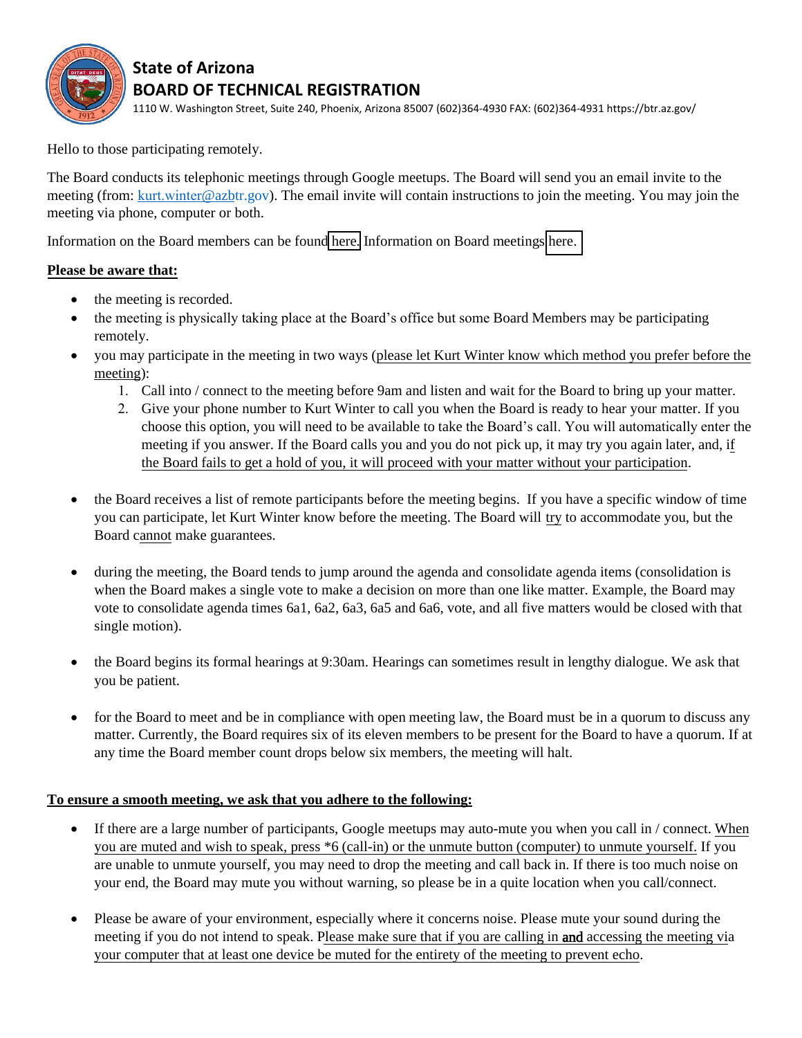# State of Arizona
## BOARD OF TECHNICAL REGISTRATION

1110 W. Washington Street, Suite 240, Phoenix, Arizona 85007 (602)364-4930 FAX: (602)364-4931 https://btr.az.gov/

Hello to those participating remotely.

The Board conducts its telephonic meetings through Google meetups. The Board will send you an email invite to the meeting (from: kurt.winter@azbtr.gov). The email invite will contain instructions to join the meeting. You may join the meeting via phone, computer or both.

Information on the Board members can be found here. Information on Board meetings here.

**Please be aware that:**

- the meeting is recorded.
- the meeting is physically taking place at the Board's office but some Board Members may be participating remotely.
- you may participate in the meeting in two ways (please let Kurt Winter know which method you prefer before the meeting):
  1. Call into / connect to the meeting before 9am and listen and wait for the Board to bring up your matter.
  2. Give your phone number to Kurt Winter to call you when the Board is ready to hear your matter. If you choose this option, you will need to be available to take the Board's call. You will automatically enter the meeting if you answer. If the Board calls you and you do not pick up, it may try you again later, and, if the Board fails to get a hold of you, it will proceed with your matter without your participation.

- the Board receives a list of remote participants before the meeting begins. If you have a specific window of time you can participate, let Kurt Winter know before the meeting. The Board will try to accommodate you, but the Board cannot make guarantees.

- during the meeting, the Board tends to jump around the agenda and consolidate agenda items (consolidation is when the Board makes a single vote to make a decision on more than one like matter. Example, the Board may vote to consolidate agenda times 6a1, 6a2, 6a3, 6a5 and 6a6, vote, and all five matters would be closed with that single motion).

- the Board begins its formal hearings at 9:30am. Hearings can sometimes result in lengthy dialogue. We ask that you be patient.

- for the Board to meet and be in compliance with open meeting law, the Board must be in a quorum to discuss any matter. Currently, the Board requires six of its eleven members to be present for the Board to have a quorum. If at any time the Board member count drops below six members, the meeting will halt.

**To ensure a smooth meeting, we ask that you adhere to the following:**

- If there are a large number of participants, Google meetups may auto-mute you when you call in / connect. When you are muted and wish to speak, press *6 (call-in) or the unmute button (computer) to unmute yourself. If you are unable to unmute yourself, you may need to drop the meeting and call back in. If there is too much noise on your end, the Board may mute you without warning, so please be in a quite location when you call/connect.

- Please be aware of your environment, especially where it concerns noise. Please mute your sound during the meeting if you do not intend to speak. Please make sure that if you are calling in **and** accessing the meeting via your computer that at least one device be muted for the entirety of the meeting to prevent echo.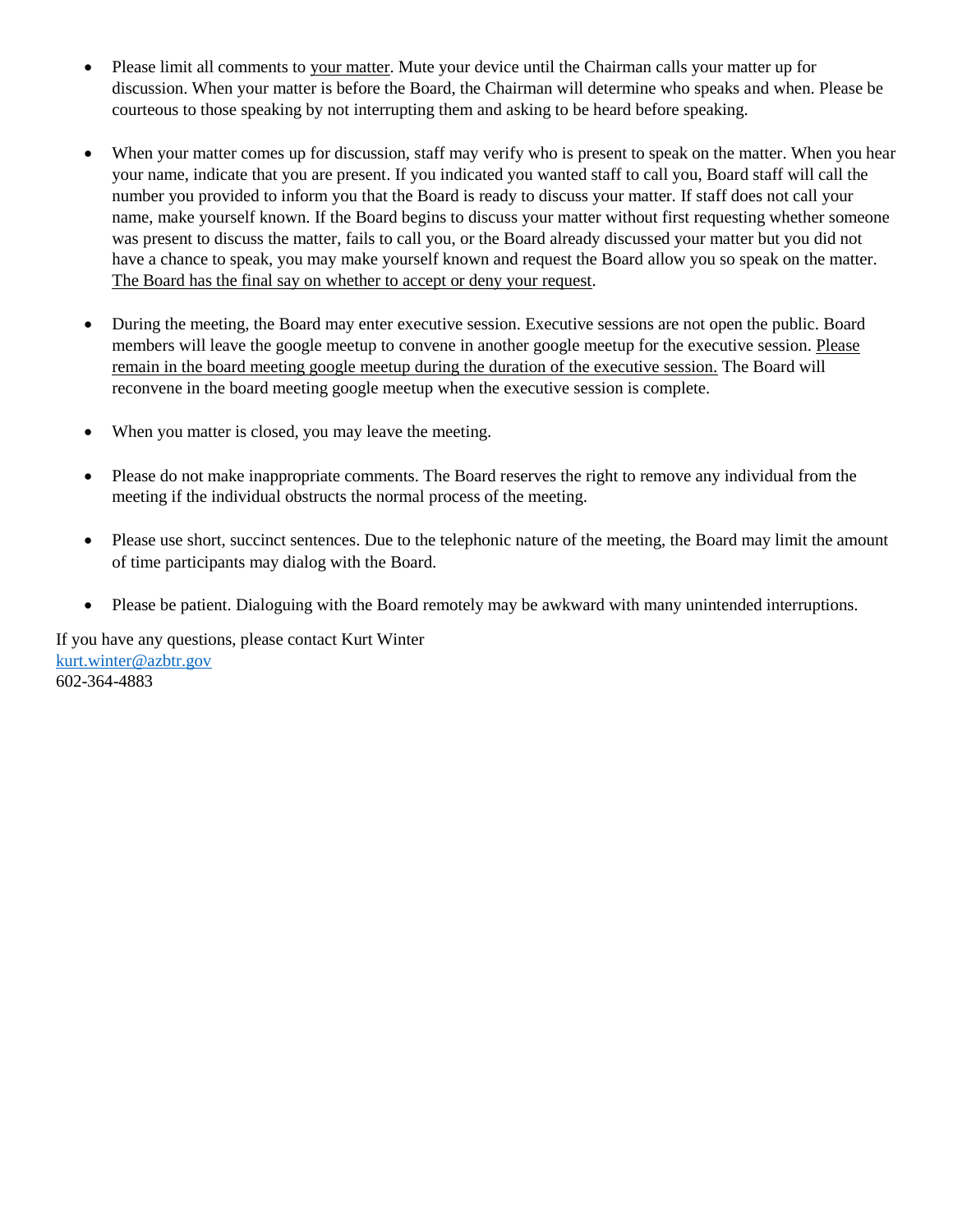- Please limit all comments to your matter. Mute your device until the Chairman calls your matter up for discussion. When your matter is before the Board, the Chairman will determine who speaks and when. Please be courteous to those speaking by not interrupting them and asking to be heard before speaking.

- When your matter comes up for discussion, staff may verify who is present to speak on the matter. When you hear your name, indicate that you are present. If you indicated you wanted staff to call you, Board staff will call the number you provided to inform you that the Board is ready to discuss your matter. If staff does not call your name, make yourself known. If the Board begins to discuss your matter without first requesting whether someone was present to discuss the matter, fails to call you, or the Board already discussed your matter but you did not have a chance to speak, you may make yourself known and request the Board allow you so speak on the matter. The Board has the final say on whether to accept or deny your request.

- During the meeting, the Board may enter executive session. Executive sessions are not open the public. Board members will leave the google meetup to convene in another google meetup for the executive session. Please remain in the board meeting google meetup during the duration of the executive session. The Board will reconvene in the board meeting google meetup when the executive session is complete.

- When you matter is closed, you may leave the meeting.

- Please do not make inappropriate comments. The Board reserves the right to remove any individual from the meeting if the individual obstructs the normal process of the meeting.

- Please use short, succinct sentences. Due to the telephonic nature of the meeting, the Board may limit the amount of time participants may dialog with the Board.

- Please be patient. Dialoguing with the Board remotely may be awkward with many unintended interruptions.

If you have any questions, please contact Kurt Winter
kurt.winter@azbtr.gov
602-364-4883